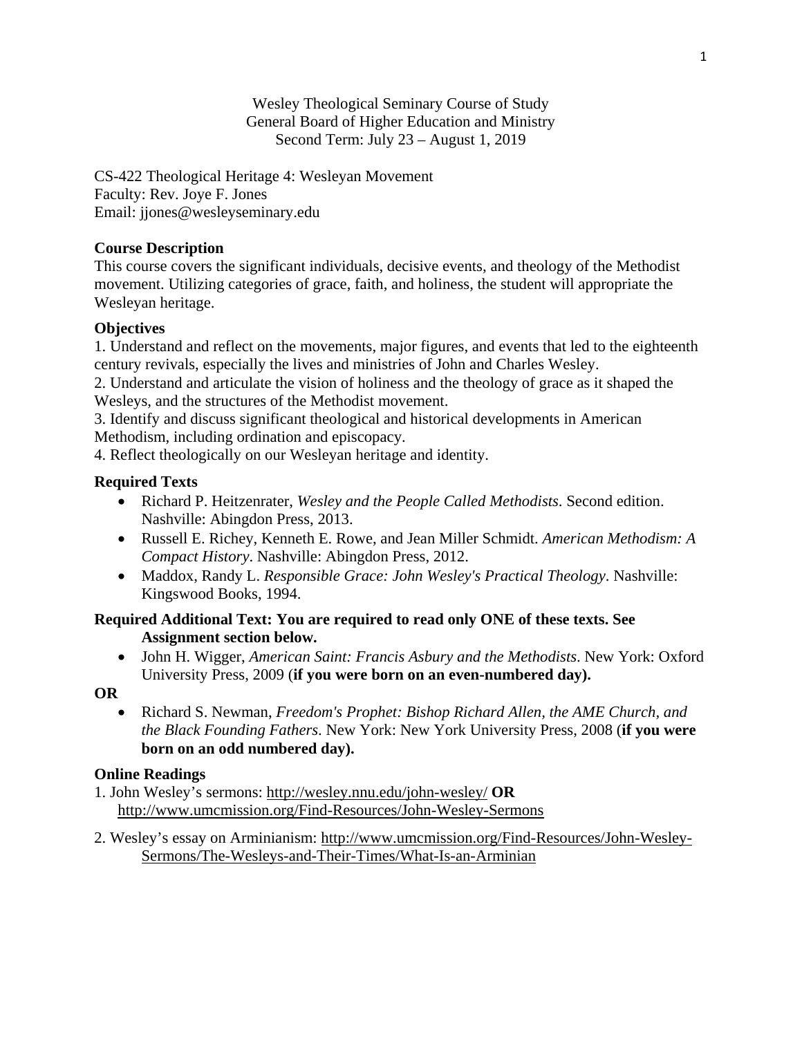Wesley Theological Seminary Course of Study
General Board of Higher Education and Ministry
Second Term: July 23 – August 1, 2019

CS-422 Theological Heritage 4: Wesleyan Movement
Faculty: Rev. Joye F. Jones
Email: jjones@wesleyseminary.edu

**Course Description**

This course covers the significant individuals, decisive events, and theology of the Methodist movement. Utilizing categories of grace, faith, and holiness, the student will appropriate the Wesleyan heritage.

**Objectives**

1. Understand and reflect on the movements, major figures, and events that led to the eighteenth century revivals, especially the lives and ministries of John and Charles Wesley.
2. Understand and articulate the vision of holiness and the theology of grace as it shaped the Wesleys, and the structures of the Methodist movement.
3. Identify and discuss significant theological and historical developments in American Methodism, including ordination and episcopacy.
4. Reflect theologically on our Wesleyan heritage and identity.

**Required Texts**

- Richard P. Heitzenrater, *Wesley and the People Called Methodists*. Second edition. Nashville: Abingdon Press, 2013.
- Russell E. Richey, Kenneth E. Rowe, and Jean Miller Schmidt. *American Methodism: A Compact History*. Nashville: Abingdon Press, 2012.
- Maddox, Randy L. *Responsible Grace: John Wesley's Practical Theology*. Nashville: Kingswood Books, 1994.

**Required Additional Text: You are required to read only ONE of these texts. See Assignment section below.**

- John H. Wigger, *American Saint: Francis Asbury and the Methodists*. New York: Oxford University Press, 2009 (**if you were born on an even-numbered day).**

**OR**

- Richard S. Newman, *Freedom's Prophet: Bishop Richard Allen, the AME Church, and the Black Founding Fathers*. New York: New York University Press, 2008 (**if you were born on an odd numbered day).**

**Online Readings**

1. John Wesley's sermons: http://wesley.nnu.edu/john-wesley/ **OR** http://www.umcmission.org/Find-Resources/John-Wesley-Sermons
2. Wesley's essay on Arminianism: http://www.umcmission.org/Find-Resources/John-Wesley-Sermons/The-Wesleys-and-Their-Times/What-Is-an-Arminian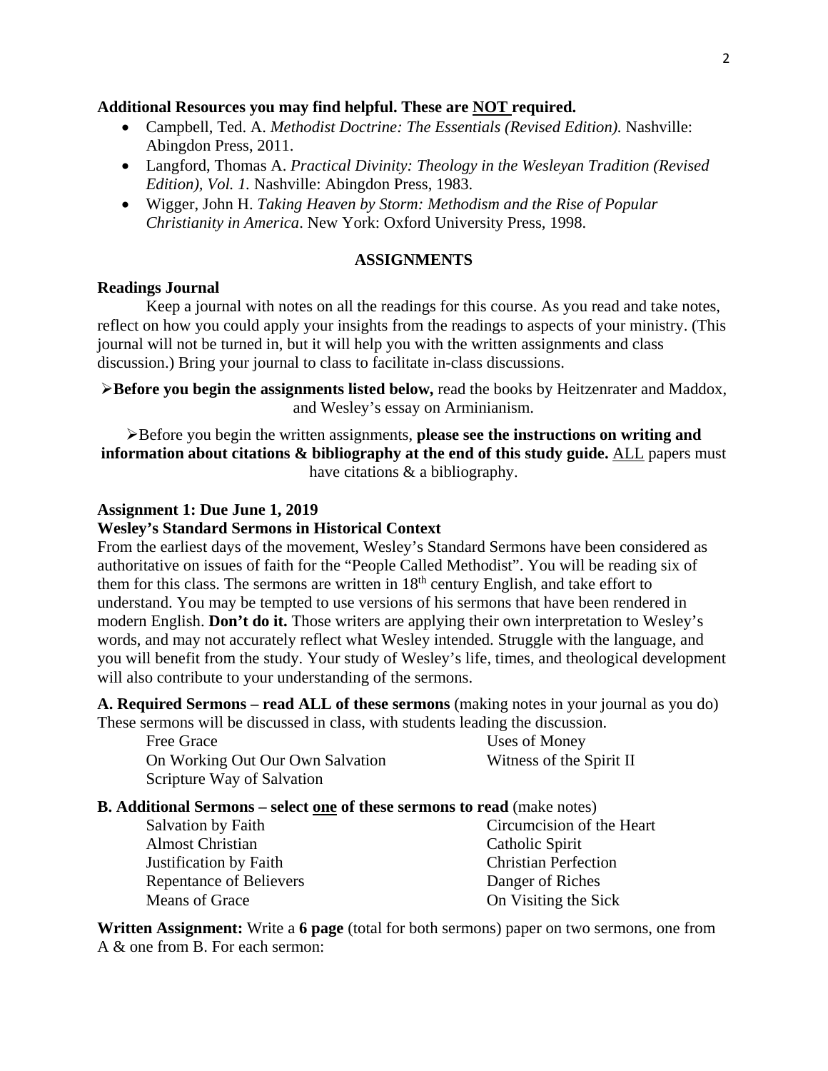**Additional Resources you may find helpful. These are NOT required.**

- Campbell, Ted. A. *Methodist Doctrine: The Essentials (Revised Edition).* Nashville: Abingdon Press, 2011.
- Langford, Thomas A. *Practical Divinity: Theology in the Wesleyan Tradition (Revised Edition), Vol. 1.* Nashville: Abingdon Press, 1983.
- Wigger, John H. *Taking Heaven by Storm: Methodism and the Rise of Popular Christianity in America*. New York: Oxford University Press, 1998.

## ASSIGNMENTS

### Readings Journal

Keep a journal with notes on all the readings for this course. As you read and take notes, reflect on how you could apply your insights from the readings to aspects of your ministry. (This journal will not be turned in, but it will help you with the written assignments and class discussion.) Bring your journal to class to facilitate in-class discussions.

➢**Before you begin the assignments listed below,** read the books by Heitzenrater and Maddox, and Wesley's essay on Arminianism.

➢Before you begin the written assignments, **please see the instructions on writing and information about citations & bibliography at the end of this study guide.** ALL papers must have citations & a bibliography.

### Assignment 1: Due June 1, 2019
### Wesley's Standard Sermons in Historical Context

From the earliest days of the movement, Wesley's Standard Sermons have been considered as authoritative on issues of faith for the "People Called Methodist". You will be reading six of them for this class. The sermons are written in 18th century English, and take effort to understand. You may be tempted to use versions of his sermons that have been rendered in modern English. **Don't do it.** Those writers are applying their own interpretation to Wesley's words, and may not accurately reflect what Wesley intended. Struggle with the language, and you will benefit from the study. Your study of Wesley's life, times, and theological development will also contribute to your understanding of the sermons.

**A. Required Sermons – read ALL of these sermons** (making notes in your journal as you do) These sermons will be discussed in class, with students leading the discussion.

- Free Grace
- On Working Out Our Own Salvation
- Scripture Way of Salvation
- Uses of Money
- Witness of the Spirit II

**B. Additional Sermons – select one of these sermons to read** (make notes)

- Salvation by Faith
- Almost Christian
- Justification by Faith
- Repentance of Believers
- Means of Grace
- Circumcision of the Heart
- Catholic Spirit
- Christian Perfection
- Danger of Riches
- On Visiting the Sick

**Written Assignment:** Write a **6 page** (total for both sermons) paper on two sermons, one from A & one from B. For each sermon: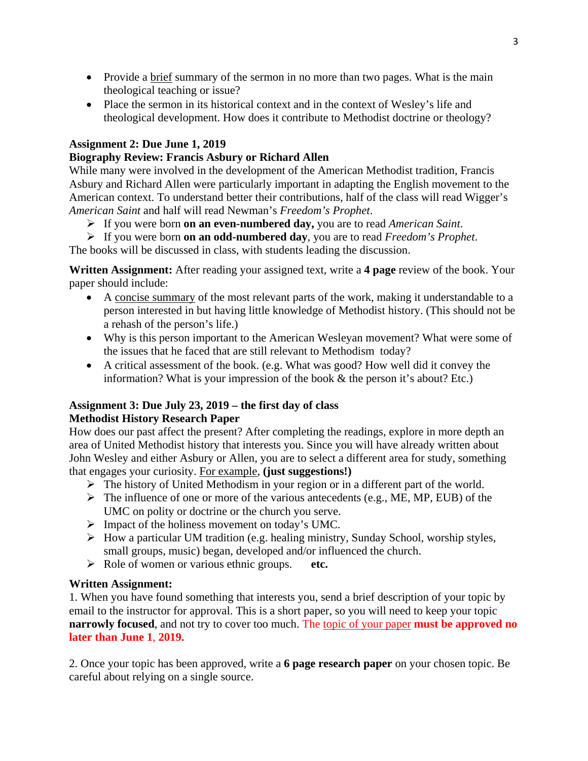- Provide a <u>brief</u> summary of the sermon in no more than two pages. What is the main theological teaching or issue?
- Place the sermon in its historical context and in the context of Wesley's life and theological development. How does it contribute to Methodist doctrine or theology?

**Assignment 2: Due June 1, 2019**
**Biography Review: Francis Asbury or Richard Allen**

While many were involved in the development of the American Methodist tradition, Francis Asbury and Richard Allen were particularly important in adapting the English movement to the American context. To understand better their contributions, half of the class will read Wigger's *American Saint* and half will read Newman's *Freedom's Prophet*.

- If you were born **on an even-numbered day,** you are to read *American Saint*.
- If you were born **on an odd-numbered day**, you are to read *Freedom's Prophet*.

The books will be discussed in class, with students leading the discussion.

**Written Assignment:** After reading your assigned text, write a **4 page** review of the book. Your paper should include:

- A <u>concise summary</u> of the most relevant parts of the work, making it understandable to a person interested in but having little knowledge of Methodist history. (This should not be a rehash of the person's life.)
- Why is this person important to the American Wesleyan movement? What were some of the issues that he faced that are still relevant to Methodism today?
- A critical assessment of the book. (e.g. What was good? How well did it convey the information? What is your impression of the book & the person it's about? Etc.)

**Assignment 3: Due July 23, 2019 – the first day of class**
**Methodist History Research Paper**

How does our past affect the present? After completing the readings, explore in more depth an area of United Methodist history that interests you. Since you will have already written about John Wesley and either Asbury or Allen, you are to select a different area for study, something that engages your curiosity. <u>For example</u>, **(just suggestions!)**

- The history of United Methodism in your region or in a different part of the world.
- The influence of one or more of the various antecedents (e.g., ME, MP, EUB) of the UMC on polity or doctrine or the church you serve.
- Impact of the holiness movement on today's UMC.
- How a particular UM tradition (e.g. healing ministry, Sunday School, worship styles, small groups, music) began, developed and/or influenced the church.
- Role of women or various ethnic groups. **etc.**

**Written Assignment:**

1. When you have found something that interests you, send a brief description of your topic by email to the instructor for approval. This is a short paper, so you will need to keep your topic **narrowly focused**, and not try to cover too much. The <u>topic of your paper</u> **must be approved no later than June 1, 2019.**

2. Once your topic has been approved, write a **6 page research paper** on your chosen topic. Be careful about relying on a single source.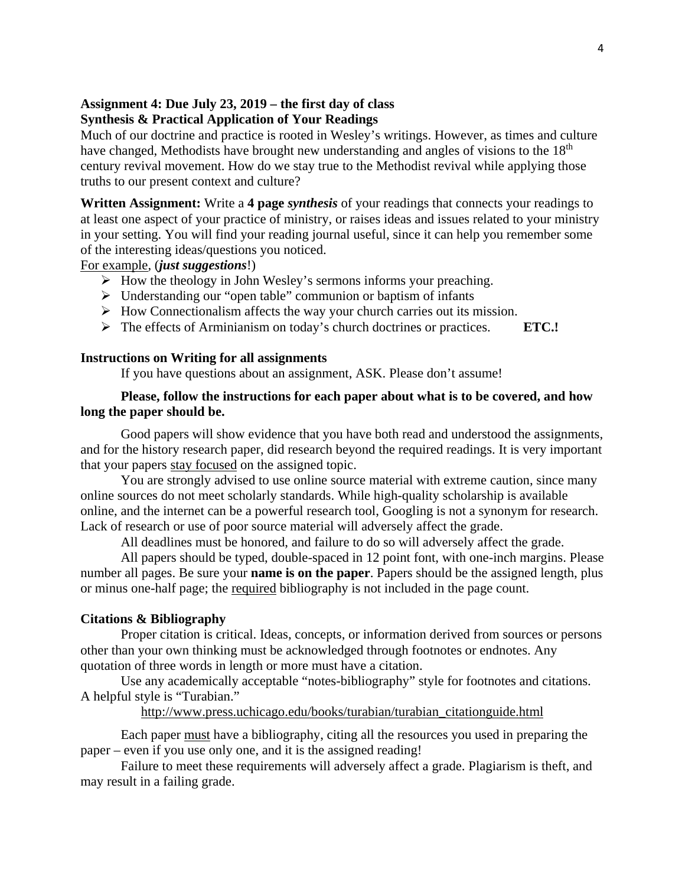**Assignment 4: Due July 23, 2019 – the first day of class**
**Synthesis & Practical Application of Your Readings**

Much of our doctrine and practice is rooted in Wesley's writings. However, as times and culture have changed, Methodists have brought new understanding and angles of visions to the 18th century revival movement. How do we stay true to the Methodist revival while applying those truths to our present context and culture?

**Written Assignment:** Write a **4 page** ***synthesis*** of your readings that connects your readings to at least one aspect of your practice of ministry, or raises ideas and issues related to your ministry in your setting. You will find your reading journal useful, since it can help you remember some of the interesting ideas/questions you noticed.

For example, (***just suggestions***!)

- How the theology in John Wesley's sermons informs your preaching.
- Understanding our "open table" communion or baptism of infants
- How Connectionalism affects the way your church carries out its mission.
- The effects of Arminianism on today's church doctrines or practices. **ETC.!**

**Instructions on Writing for all assignments**

If you have questions about an assignment, ASK. Please don't assume!

**Please, follow the instructions for each paper about what is to be covered, and how long the paper should be.**

Good papers will show evidence that you have both read and understood the assignments, and for the history research paper, did research beyond the required readings. It is very important that your papers stay focused on the assigned topic.

You are strongly advised to use online source material with extreme caution, since many online sources do not meet scholarly standards. While high-quality scholarship is available online, and the internet can be a powerful research tool, Googling is not a synonym for research. Lack of research or use of poor source material will adversely affect the grade.

All deadlines must be honored, and failure to do so will adversely affect the grade.

All papers should be typed, double-spaced in 12 point font, with one-inch margins. Please number all pages. Be sure your **name is on the paper**. Papers should be the assigned length, plus or minus one-half page; the required bibliography is not included in the page count.

**Citations & Bibliography**

Proper citation is critical. Ideas, concepts, or information derived from sources or persons other than your own thinking must be acknowledged through footnotes or endnotes. Any quotation of three words in length or more must have a citation.

Use any academically acceptable "notes-bibliography" style for footnotes and citations. A helpful style is "Turabian."

http://www.press.uchicago.edu/books/turabian/turabian_citationguide.html

Each paper must have a bibliography, citing all the resources you used in preparing the paper – even if you use only one, and it is the assigned reading!

Failure to meet these requirements will adversely affect a grade. Plagiarism is theft, and may result in a failing grade.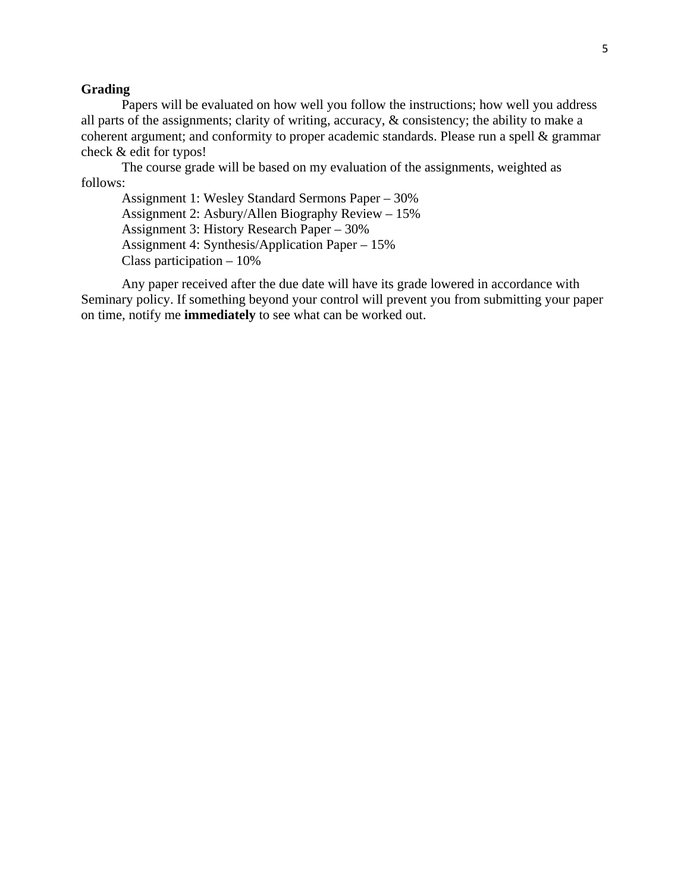**Grading**

Papers will be evaluated on how well you follow the instructions; how well you address all parts of the assignments; clarity of writing, accuracy, & consistency; the ability to make a coherent argument; and conformity to proper academic standards. Please run a spell & grammar check & edit for typos!

The course grade will be based on my evaluation of the assignments, weighted as follows:

Assignment 1: Wesley Standard Sermons Paper – 30%
Assignment 2: Asbury/Allen Biography Review – 15%
Assignment 3: History Research Paper – 30%
Assignment 4: Synthesis/Application Paper – 15%
Class participation – 10%

Any paper received after the due date will have its grade lowered in accordance with Seminary policy. If something beyond your control will prevent you from submitting your paper on time, notify me **immediately** to see what can be worked out.